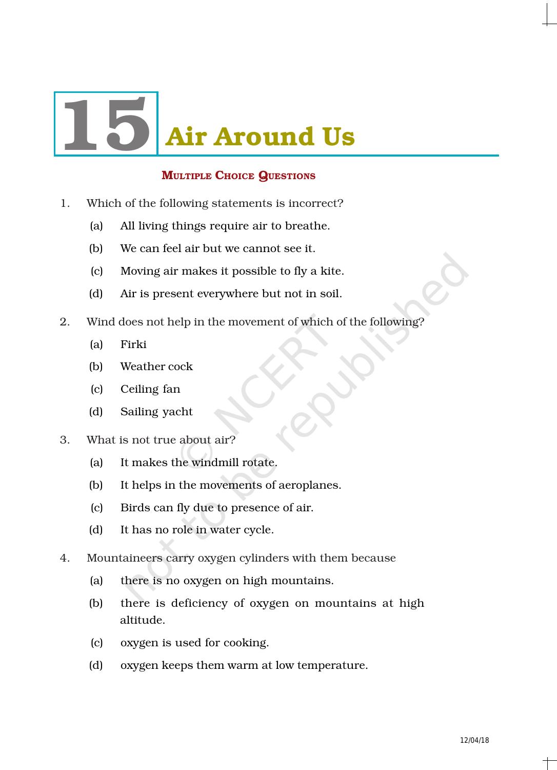# 15 Air Around Us

## Multiple Choice Questions

1. Which of the following statements is incorrect?
   - (a) All living things require air to breathe.
   - (b) We can feel air but we cannot see it.
   - (c) Moving air makes it possible to fly a kite.
   - (d) Air is present everywhere but not in soil.

2. Wind does not help in the movement of which of the following?
   - (a) Firki
   - (b) Weather cock
   - (c) Ceiling fan
   - (d) Sailing yacht

3. What is not true about air?
   - (a) It makes the windmill rotate.
   - (b) It helps in the movements of aeroplanes.
   - (c) Birds can fly due to presence of air.
   - (d) It has no role in water cycle.

4. Mountaineers carry oxygen cylinders with them because
   - (a) there is no oxygen on high mountains.
   - (b) there is deficiency of oxygen on mountains at high altitude.
   - (c) oxygen is used for cooking.
   - (d) oxygen keeps them warm at low temperature.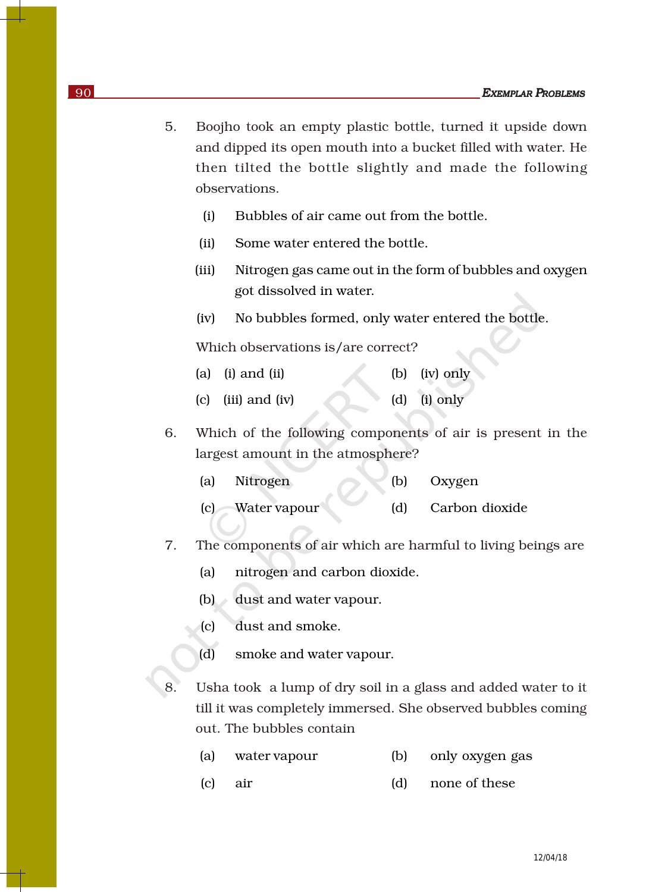5. Boojho took an empty plastic bottle, turned it upside down and dipped its open mouth into a bucket filled with water. He then tilted the bottle slightly and made the following observations.

   (i) Bubbles of air came out from the bottle.

   (ii) Some water entered the bottle.

   (iii) Nitrogen gas came out in the form of bubbles and oxygen got dissolved in water.

   (iv) No bubbles formed, only water entered the bottle.

   Which observations is/are correct?

   (a) (i) and (ii) (b) (iv) only

   (c) (iii) and (iv) (d) (i) only

6. Which of the following components of air is present in the largest amount in the atmosphere?

   (a) Nitrogen (b) Oxygen

   (c) Water vapour (d) Carbon dioxide

7. The components of air which are harmful to living beings are

   (a) nitrogen and carbon dioxide.

   (b) dust and water vapour.

   (c) dust and smoke.

   (d) smoke and water vapour.

8. Usha took a lump of dry soil in a glass and added water to it till it was completely immersed. She observed bubbles coming out. The bubbles contain

   (a) water vapour (b) only oxygen gas

   (c) air (d) none of these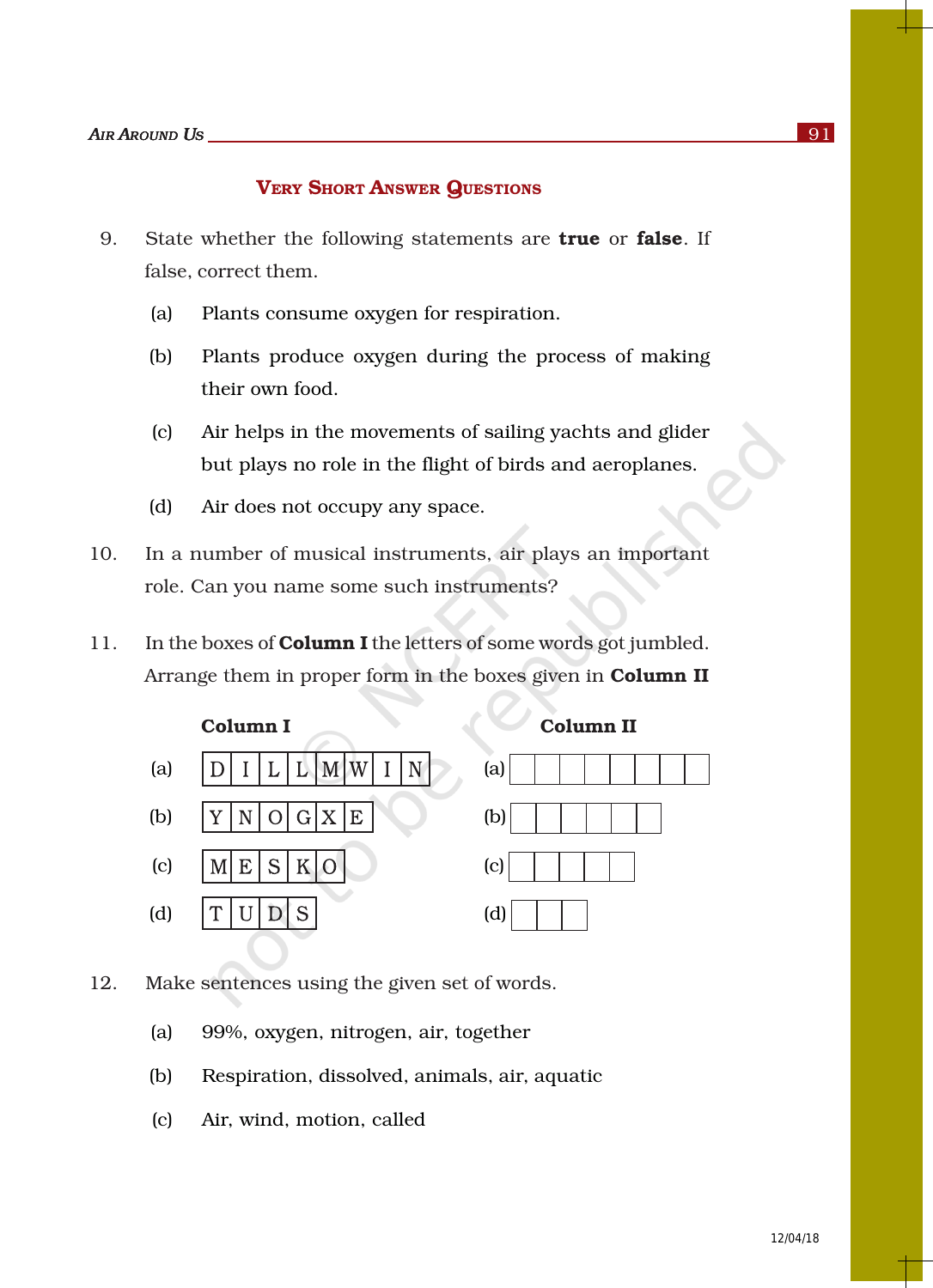## VERY SHORT ANSWER QUESTIONS

9. State whether the following statements are **true** or **false**. If false, correct them.

   (a) Plants consume oxygen for respiration.

   (b) Plants produce oxygen during the process of making their own food.

   (c) Air helps in the movements of sailing yachts and glider but plays no role in the flight of birds and aeroplanes.

   (d) Air does not occupy any space.

10. In a number of musical instruments, air plays an important role. Can you name some such instruments?

11. In the boxes of **Column I** the letters of some words got jumbled. Arrange them in proper form in the boxes given in **Column II**

| | Column I | | Column II |
|---|---|---|---|
| (a) | D I L L M W I N | (a) | ☐☐☐☐☐☐☐☐ |
| (b) | Y N O G X E | (b) | ☐☐☐☐☐☐ |
| (c) | M E S K O | (c) | ☐☐☐☐☐ |
| (d) | T U D S | (d) | ☐☐☐ |

12. Make sentences using the given set of words.

   (a) 99%, oxygen, nitrogen, air, together

   (b) Respiration, dissolved, animals, air, aquatic

   (c) Air, wind, motion, called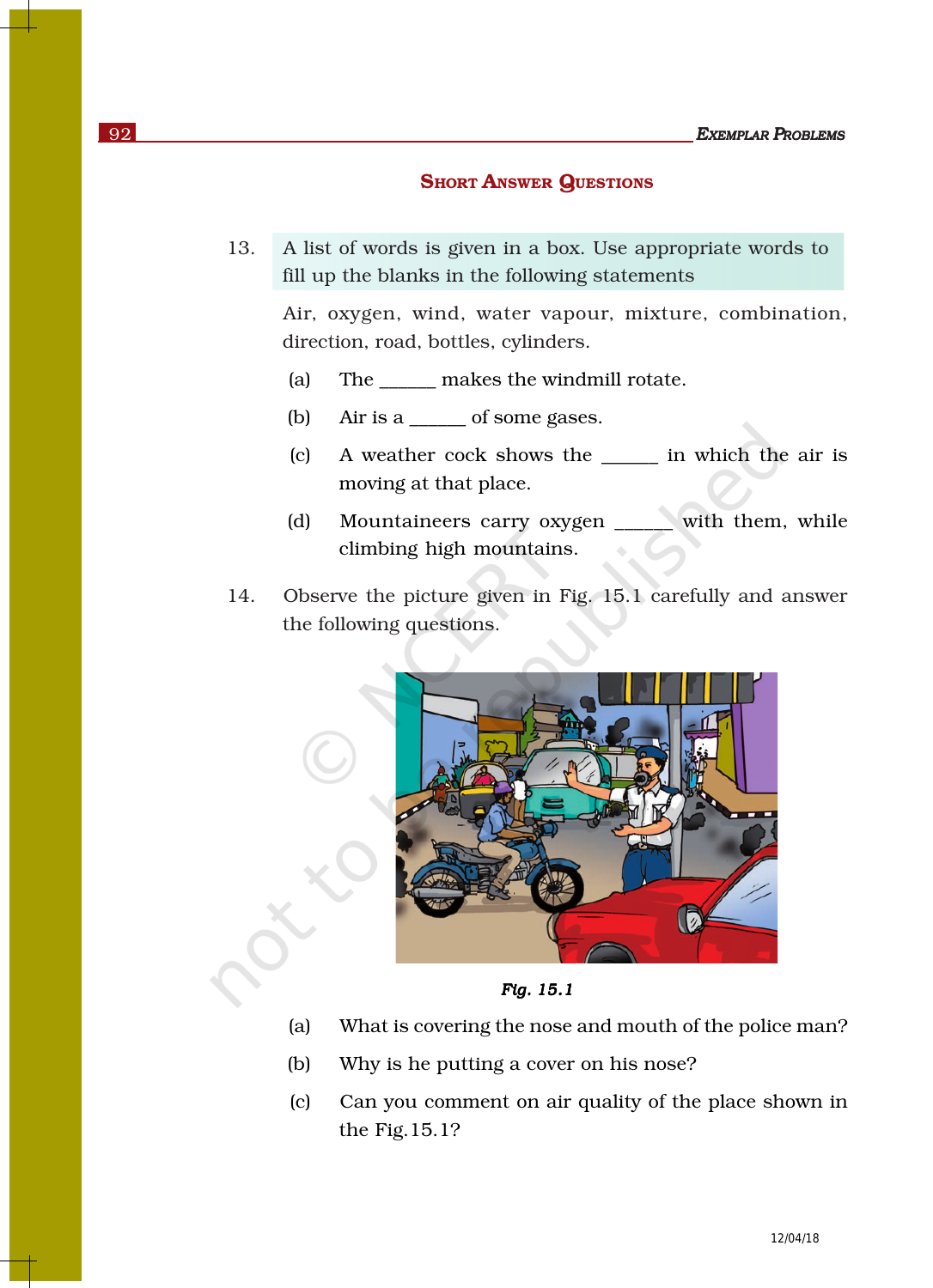## SHORT ANSWER QUESTIONS

13. A list of words is given in a box. Use appropriate words to fill up the blanks in the following statements

Air, oxygen, wind, water vapour, mixture, combination, direction, road, bottles, cylinders.

(a) The ______ makes the windmill rotate.

(b) Air is a ______ of some gases.

(c) A weather cock shows the ______ in which the air is moving at that place.

(d) Mountaineers carry oxygen ______ with them, while climbing high mountains.

14. Observe the picture given in Fig. 15.1 carefully and answer the following questions.

*Fig. 15.1*

(a) What is covering the nose and mouth of the police man?

(b) Why is he putting a cover on his nose?

(c) Can you comment on air quality of the place shown in the Fig.15.1?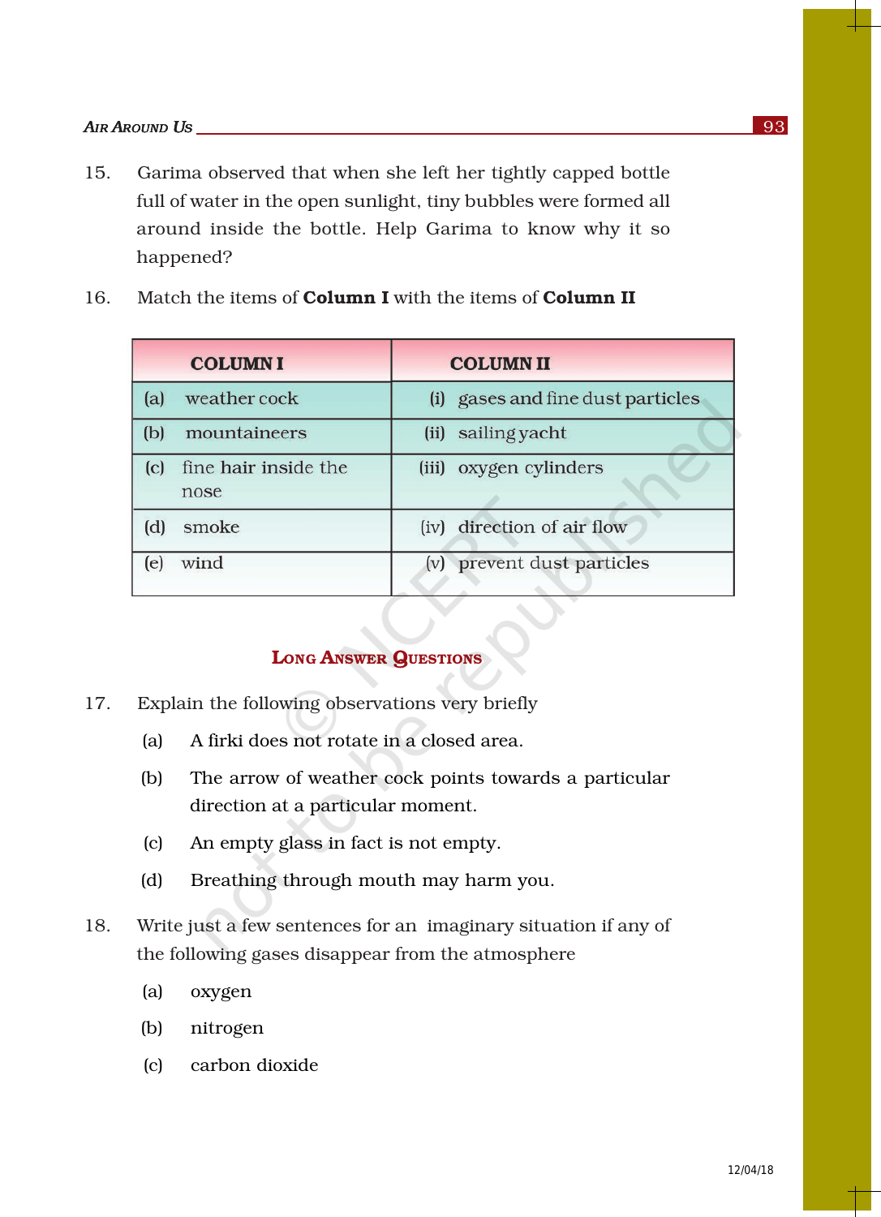15. Garima observed that when she left her tightly capped bottle full of water in the open sunlight, tiny bubbles were formed all around inside the bottle. Help Garima to know why it so happened?

16. Match the items of **Column I** with the items of **Column II**

| COLUMN I | COLUMN II |
|---|---|
| (a) weather cock | (i) gases and fine dust particles |
| (b) mountaineers | (ii) sailing yacht |
| (c) fine hair inside the nose | (iii) oxygen cylinders |
| (d) smoke | (iv) direction of air flow |
| (e) wind | (v) prevent dust particles |

## Long Answer Questions

17. Explain the following observations very briefly

    (a) A firki does not rotate in a closed area.

    (b) The arrow of weather cock points towards a particular direction at a particular moment.

    (c) An empty glass in fact is not empty.

    (d) Breathing through mouth may harm you.

18. Write just a few sentences for an imaginary situation if any of the following gases disappear from the atmosphere

    (a) oxygen

    (b) nitrogen

    (c) carbon dioxide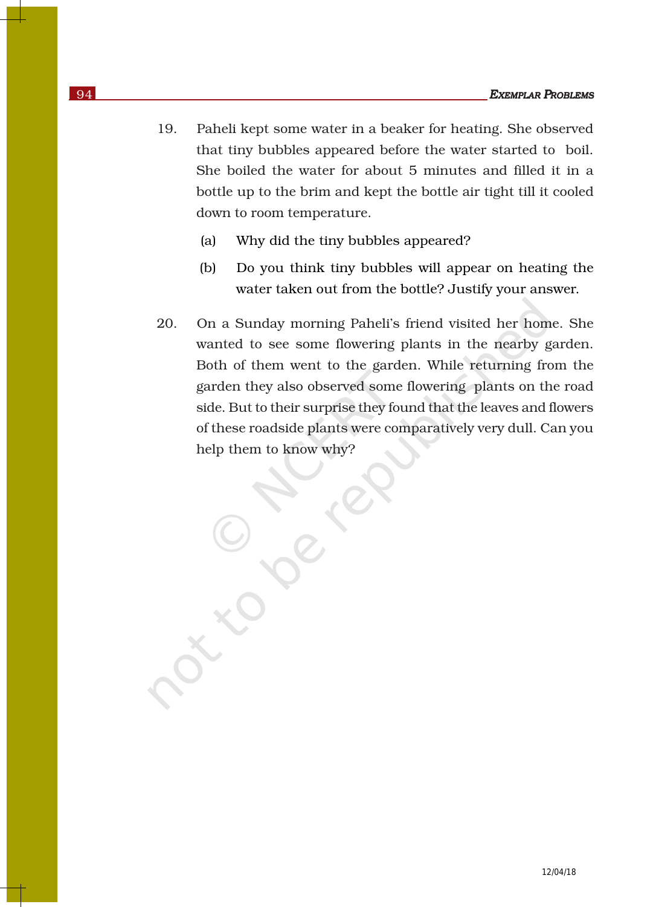19. Paheli kept some water in a beaker for heating. She observed that tiny bubbles appeared before the water started to boil. She boiled the water for about 5 minutes and filled it in a bottle up to the brim and kept the bottle air tight till it cooled down to room temperature.

    (a) Why did the tiny bubbles appeared?

    (b) Do you think tiny bubbles will appear on heating the water taken out from the bottle? Justify your answer.

20. On a Sunday morning Paheli's friend visited her home. She wanted to see some flowering plants in the nearby garden. Both of them went to the garden. While returning from the garden they also observed some flowering plants on the road side. But to their surprise they found that the leaves and flowers of these roadside plants were comparatively very dull. Can you help them to know why?